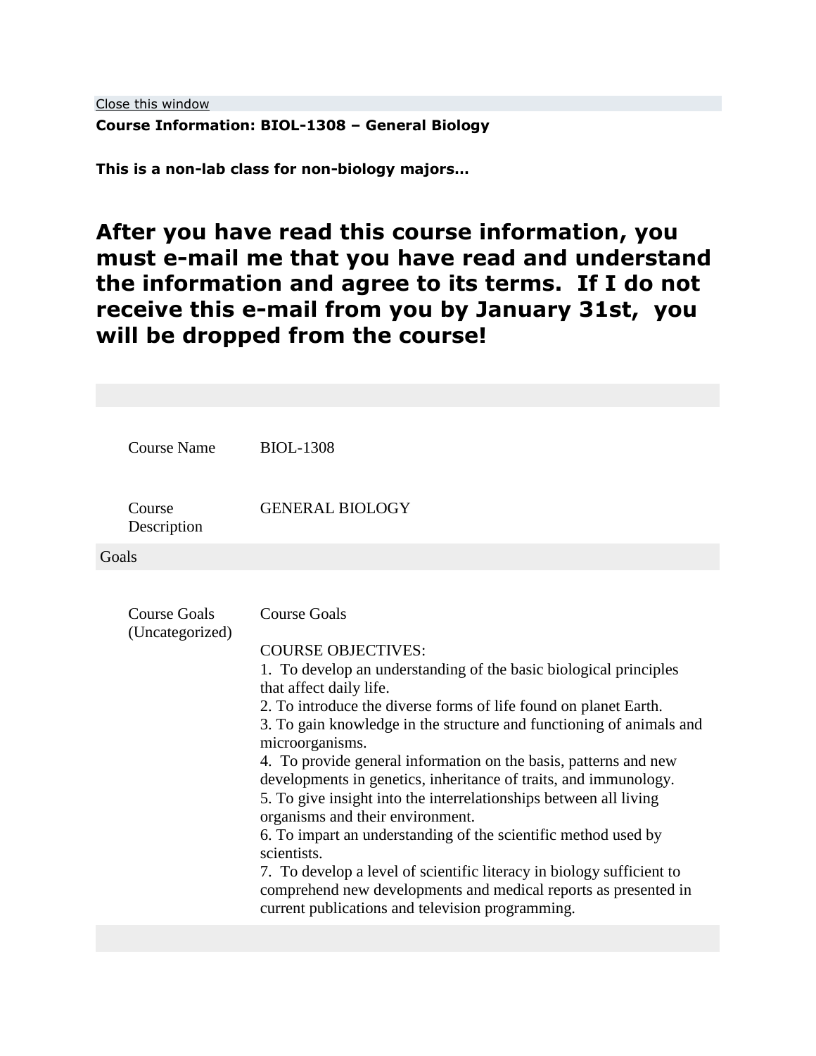Close this window

**Course Information: BIOL-1308 – General Biology**

**This is a non-lab class for non-biology majors…**

# After you have read this course information, you must e-mail me that you have read and understand the information and agree to its terms. If I do not receive this e-mail from you by January 31st, you will be dropped from the course!

| | |
|---|---|
| Course Name | BIOL-1308 |
| Course Description | GENERAL BIOLOGY |

**Goals**

| | |
|---|---|
| Course Goals (Uncategorized) | Course Goals<br><br>COURSE OBJECTIVES:<br>1. To develop an understanding of the basic biological principles that affect daily life.<br>2. To introduce the diverse forms of life found on planet Earth.<br>3. To gain knowledge in the structure and functioning of animals and microorganisms.<br>4. To provide general information on the basis, patterns and new developments in genetics, inheritance of traits, and immunology.<br>5. To give insight into the interrelationships between all living organisms and their environment.<br>6. To impart an understanding of the scientific method used by scientists.<br>7. To develop a level of scientific literacy in biology sufficient to comprehend new developments and medical reports as presented in current publications and television programming. |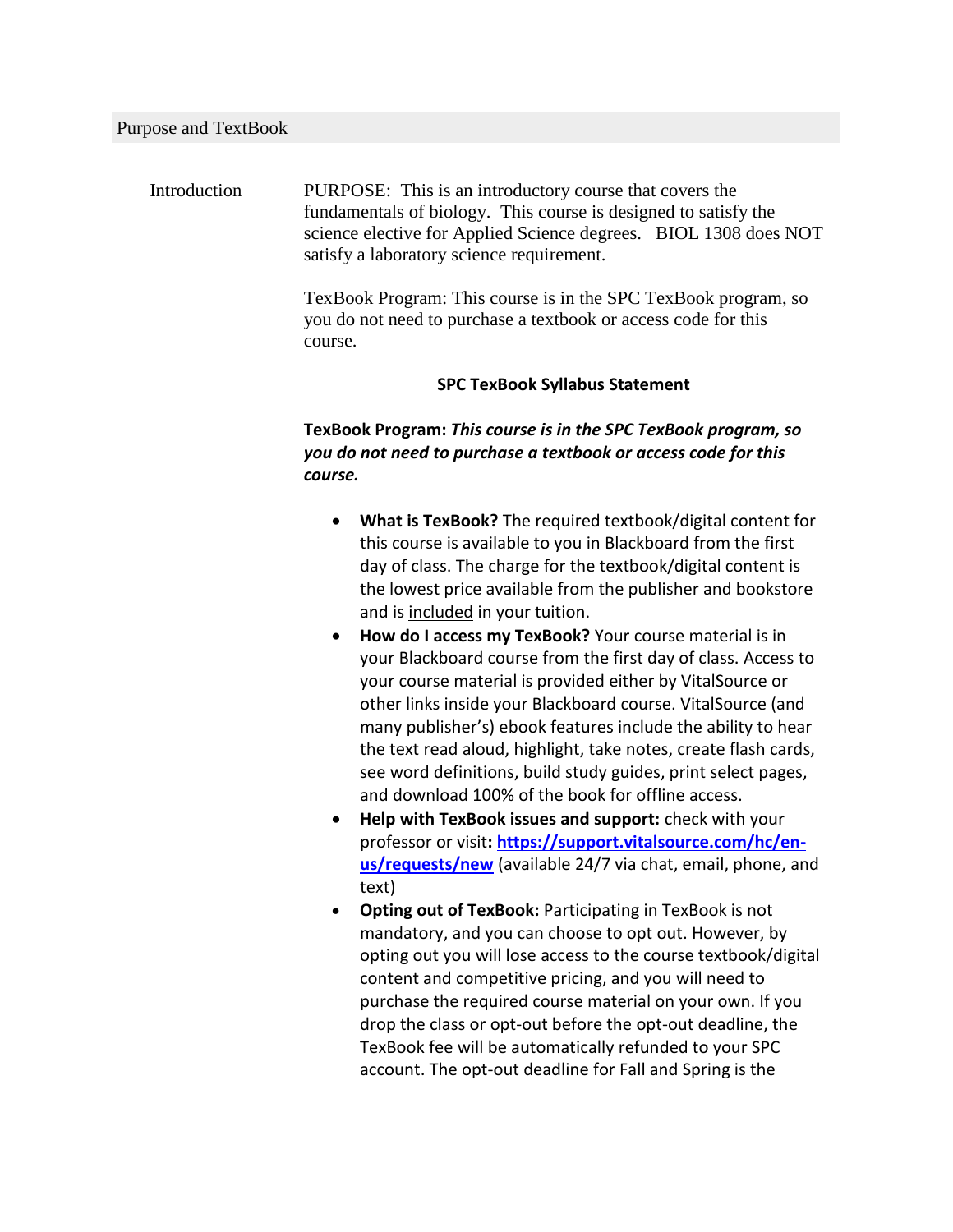## Purpose and TextBook

**Introduction**

PURPOSE: This is an introductory course that covers the fundamentals of biology. This course is designed to satisfy the science elective for Applied Science degrees. BIOL 1308 does NOT satisfy a laboratory science requirement.

TexBook Program: This course is in the SPC TexBook program, so you do not need to purchase a textbook or access code for this course.

**SPC TexBook Syllabus Statement**

**TexBook Program:** ***This course is in the SPC TexBook program, so you do not need to purchase a textbook or access code for this course.***

- **What is TexBook?** The required textbook/digital content for this course is available to you in Blackboard from the first day of class. The charge for the textbook/digital content is the lowest price available from the publisher and bookstore and is included in your tuition.
- **How do I access my TexBook?** Your course material is in your Blackboard course from the first day of class. Access to your course material is provided either by VitalSource or other links inside your Blackboard course. VitalSource (and many publisher's) ebook features include the ability to hear the text read aloud, highlight, take notes, create flash cards, see word definitions, build study guides, print select pages, and download 100% of the book for offline access.
- **Help with TexBook issues and support:** check with your professor or visit: **https://support.vitalsource.com/hc/en-us/requests/new** (available 24/7 via chat, email, phone, and text)
- **Opting out of TexBook:** Participating in TexBook is not mandatory, and you can choose to opt out. However, by opting out you will lose access to the course textbook/digital content and competitive pricing, and you will need to purchase the required course material on your own. If you drop the class or opt-out before the opt-out deadline, the TexBook fee will be automatically refunded to your SPC account. The opt-out deadline for Fall and Spring is the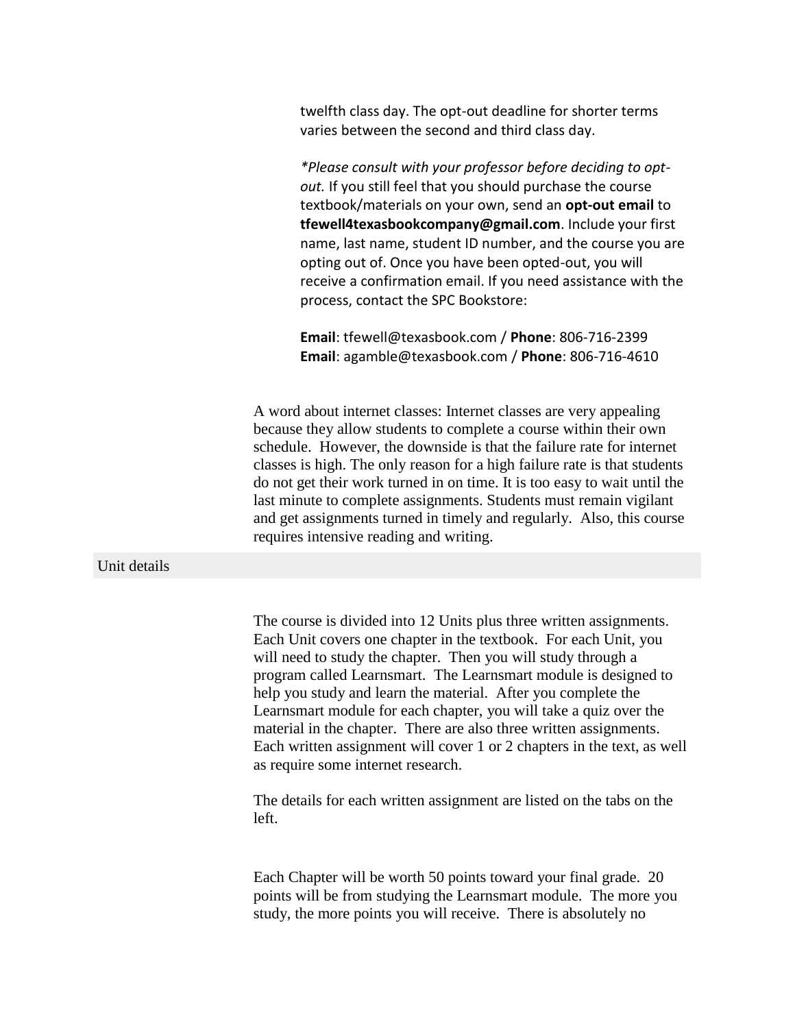twelfth class day. The opt-out deadline for shorter terms varies between the second and third class day.

*Please consult with your professor before deciding to opt-out.* If you still feel that you should purchase the course textbook/materials on your own, send an **opt-out email** to **tfewell4texasbookcompany@gmail.com**. Include your first name, last name, student ID number, and the course you are opting out of. Once you have been opted-out, you will receive a confirmation email. If you need assistance with the process, contact the SPC Bookstore:

**Email**: tfewell@texasbook.com / **Phone**: 806-716-2399
**Email**: agamble@texasbook.com / **Phone**: 806-716-4610

A word about internet classes: Internet classes are very appealing because they allow students to complete a course within their own schedule. However, the downside is that the failure rate for internet classes is high. The only reason for a high failure rate is that students do not get their work turned in on time. It is too easy to wait until the last minute to complete assignments. Students must remain vigilant and get assignments turned in timely and regularly. Also, this course requires intensive reading and writing.

## Unit details

The course is divided into 12 Units plus three written assignments. Each Unit covers one chapter in the textbook. For each Unit, you will need to study the chapter. Then you will study through a program called Learnsmart. The Learnsmart module is designed to help you study and learn the material. After you complete the Learnsmart module for each chapter, you will take a quiz over the material in the chapter. There are also three written assignments. Each written assignment will cover 1 or 2 chapters in the text, as well as require some internet research.

The details for each written assignment are listed on the tabs on the left.

Each Chapter will be worth 50 points toward your final grade. 20 points will be from studying the Learnsmart module. The more you study, the more points you will receive. There is absolutely no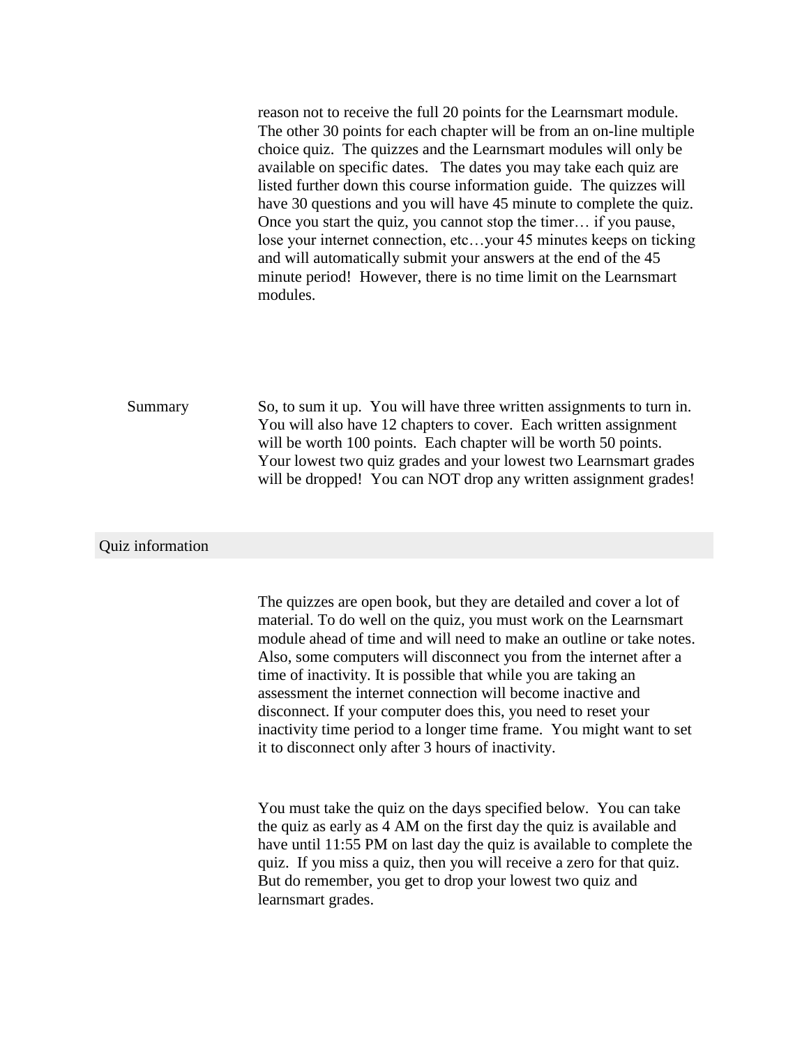reason not to receive the full 20 points for the Learnsmart module. The other 30 points for each chapter will be from an on-line multiple choice quiz. The quizzes and the Learnsmart modules will only be available on specific dates. The dates you may take each quiz are listed further down this course information guide. The quizzes will have 30 questions and you will have 45 minute to complete the quiz. Once you start the quiz, you cannot stop the timer… if you pause, lose your internet connection, etc…your 45 minutes keeps on ticking and will automatically submit your answers at the end of the 45 minute period! However, there is no time limit on the Learnsmart modules.

**Summary**

So, to sum it up. You will have three written assignments to turn in. You will also have 12 chapters to cover. Each written assignment will be worth 100 points. Each chapter will be worth 50 points. Your lowest two quiz grades and your lowest two Learnsmart grades will be dropped! You can NOT drop any written assignment grades!

## Quiz information

The quizzes are open book, but they are detailed and cover a lot of material. To do well on the quiz, you must work on the Learnsmart module ahead of time and will need to make an outline or take notes. Also, some computers will disconnect you from the internet after a time of inactivity. It is possible that while you are taking an assessment the internet connection will become inactive and disconnect. If your computer does this, you need to reset your inactivity time period to a longer time frame. You might want to set it to disconnect only after 3 hours of inactivity.

You must take the quiz on the days specified below. You can take the quiz as early as 4 AM on the first day the quiz is available and have until 11:55 PM on last day the quiz is available to complete the quiz. If you miss a quiz, then you will receive a zero for that quiz. But do remember, you get to drop your lowest two quiz and learnsmart grades.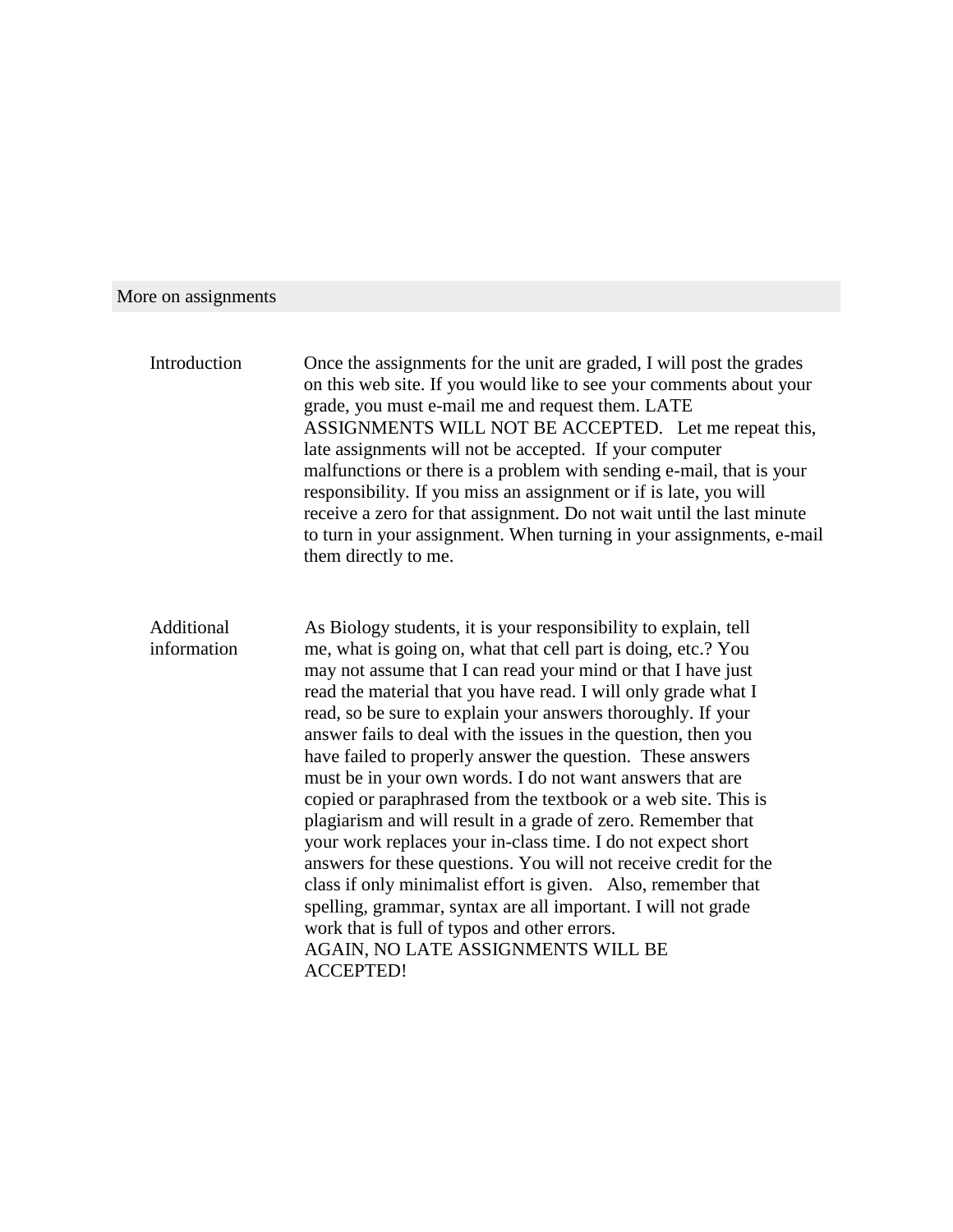## More on assignments

**Introduction**

Once the assignments for the unit are graded, I will post the grades on this web site. If you would like to see your comments about your grade, you must e-mail me and request them. LATE ASSIGNMENTS WILL NOT BE ACCEPTED. Let me repeat this, late assignments will not be accepted. If your computer malfunctions or there is a problem with sending e-mail, that is your responsibility. If you miss an assignment or if is late, you will receive a zero for that assignment. Do not wait until the last minute to turn in your assignment. When turning in your assignments, e-mail them directly to me.

**Additional information**

As Biology students, it is your responsibility to explain, tell me, what is going on, what that cell part is doing, etc.? You may not assume that I can read your mind or that I have just read the material that you have read. I will only grade what I read, so be sure to explain your answers thoroughly. If your answer fails to deal with the issues in the question, then you have failed to properly answer the question. These answers must be in your own words. I do not want answers that are copied or paraphrased from the textbook or a web site. This is plagiarism and will result in a grade of zero. Remember that your work replaces your in-class time. I do not expect short answers for these questions. You will not receive credit for the class if only minimalist effort is given. Also, remember that spelling, grammar, syntax are all important. I will not grade work that is full of typos and other errors.
AGAIN, NO LATE ASSIGNMENTS WILL BE ACCEPTED!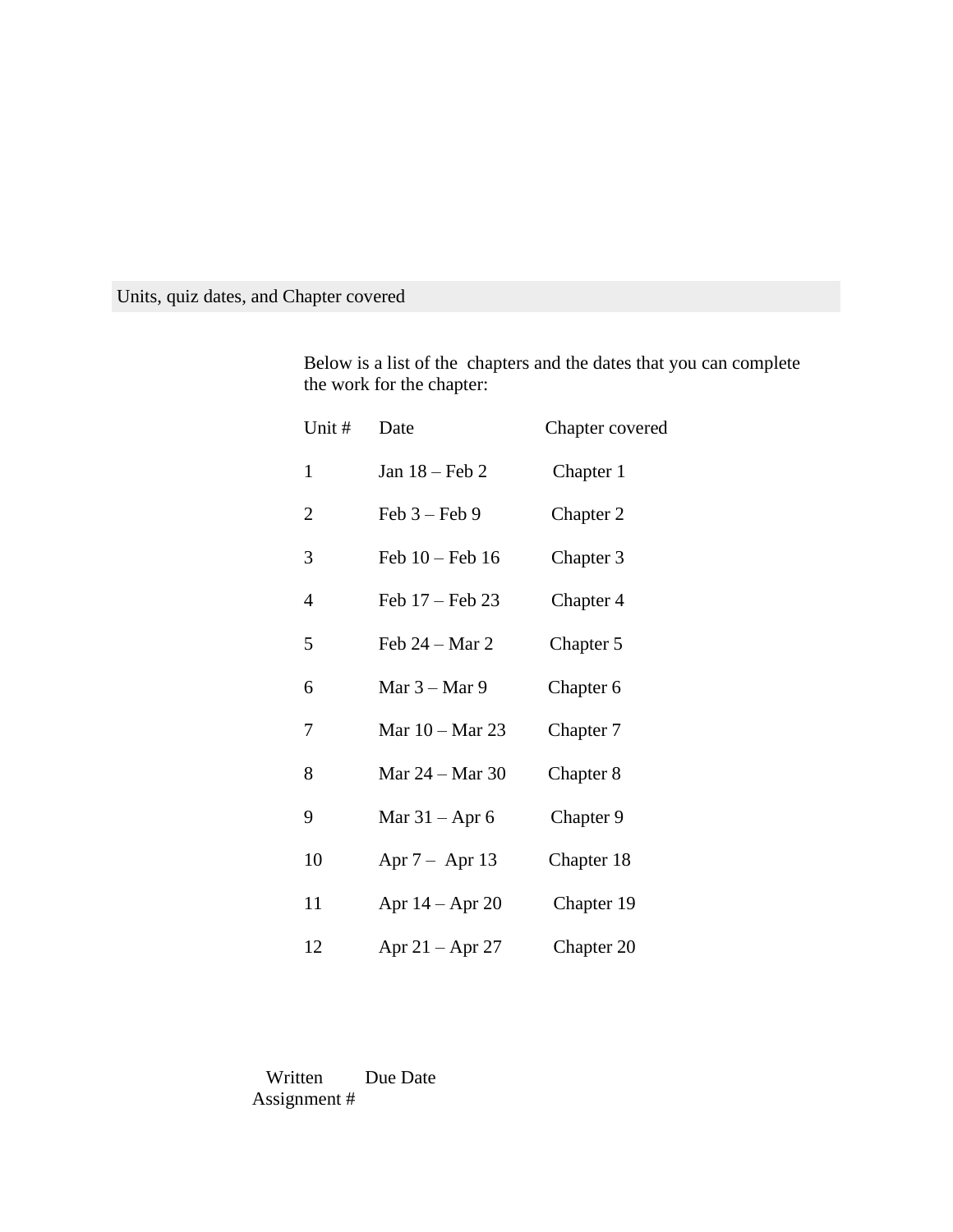## Units, quiz dates, and Chapter covered

Below is a list of the chapters and the dates that you can complete the work for the chapter:

| Unit # | Date | Chapter covered |
|---|---|---|
| 1 | Jan 18 – Feb 2 | Chapter 1 |
| 2 | Feb 3 – Feb 9 | Chapter 2 |
| 3 | Feb 10 – Feb 16 | Chapter 3 |
| 4 | Feb 17 – Feb 23 | Chapter 4 |
| 5 | Feb 24 – Mar 2 | Chapter 5 |
| 6 | Mar 3 – Mar 9 | Chapter 6 |
| 7 | Mar 10 – Mar 23 | Chapter 7 |
| 8 | Mar 24 – Mar 30 | Chapter 8 |
| 9 | Mar 31 – Apr 6 | Chapter 9 |
| 10 | Apr 7 – Apr 13 | Chapter 18 |
| 11 | Apr 14 – Apr 20 | Chapter 19 |
| 12 | Apr 21 – Apr 27 | Chapter 20 |

| Written Assignment # | Due Date |
|---|---|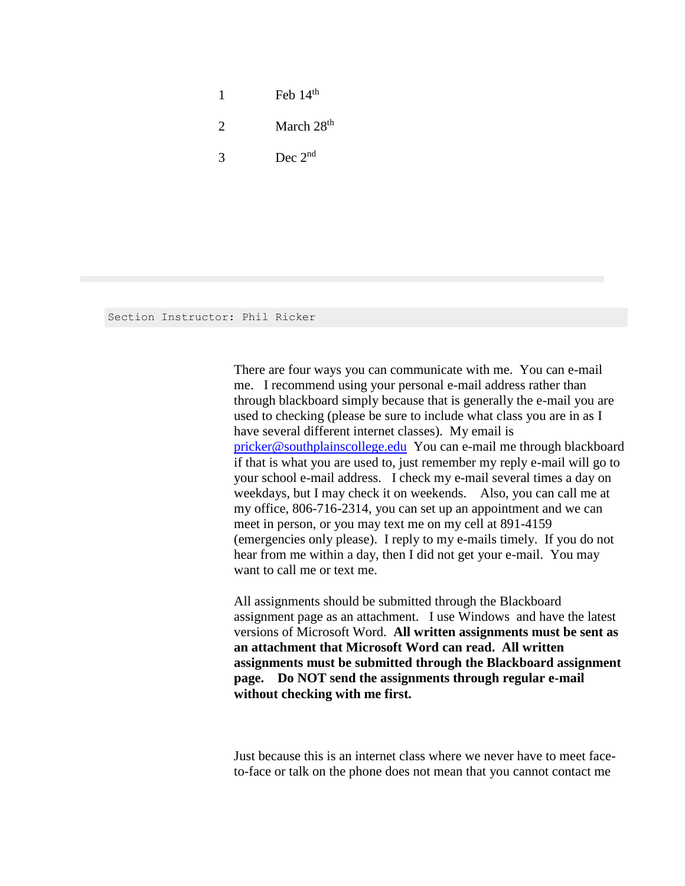| | |
|---|---|
| 1 | Feb 14th |
| 2 | March 28th |
| 3 | Dec 2nd |

---

```
Section Instructor: Phil Ricker
```

There are four ways you can communicate with me. You can e-mail me. I recommend using your personal e-mail address rather than through blackboard simply because that is generally the e-mail you are used to checking (please be sure to include what class you are in as I have several different internet classes). My email is [pricker@southplainscollege.edu](mailto:pricker@southplainscollege.edu) You can e-mail me through blackboard if that is what you are used to, just remember my reply e-mail will go to your school e-mail address. I check my e-mail several times a day on weekdays, but I may check it on weekends. Also, you can call me at my office, 806-716-2314, you can set up an appointment and we can meet in person, or you may text me on my cell at 891-4159 (emergencies only please). I reply to my e-mails timely. If you do not hear from me within a day, then I did not get your e-mail. You may want to call me or text me.

All assignments should be submitted through the Blackboard assignment page as an attachment. I use Windows and have the latest versions of Microsoft Word. **All written assignments must be sent as an attachment that Microsoft Word can read. All written assignments must be submitted through the Blackboard assignment page. Do NOT send the assignments through regular e-mail without checking with me first.**

Just because this is an internet class where we never have to meet face-to-face or talk on the phone does not mean that you cannot contact me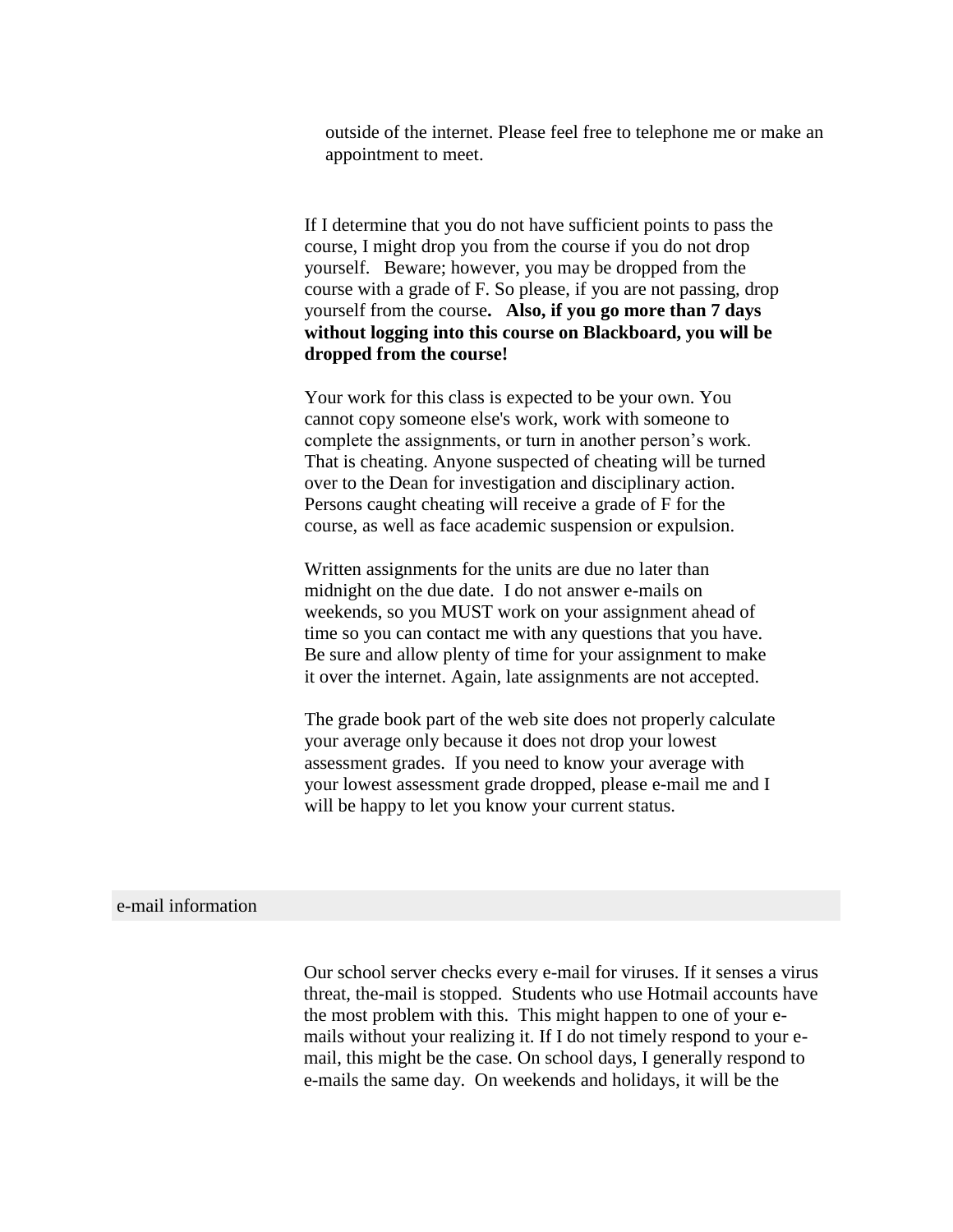outside of the internet. Please feel free to telephone me or make an appointment to meet.

If I determine that you do not have sufficient points to pass the course, I might drop you from the course if you do not drop yourself. Beware; however, you may be dropped from the course with a grade of F. So please, if you are not passing, drop yourself from the course**. Also, if you go more than 7 days without logging into this course on Blackboard, you will be dropped from the course!**

Your work for this class is expected to be your own. You cannot copy someone else's work, work with someone to complete the assignments, or turn in another person's work. That is cheating. Anyone suspected of cheating will be turned over to the Dean for investigation and disciplinary action. Persons caught cheating will receive a grade of F for the course, as well as face academic suspension or expulsion.

Written assignments for the units are due no later than midnight on the due date. I do not answer e-mails on weekends, so you MUST work on your assignment ahead of time so you can contact me with any questions that you have. Be sure and allow plenty of time for your assignment to make it over the internet. Again, late assignments are not accepted.

The grade book part of the web site does not properly calculate your average only because it does not drop your lowest assessment grades. If you need to know your average with your lowest assessment grade dropped, please e-mail me and I will be happy to let you know your current status.

## e-mail information

Our school server checks every e-mail for viruses. If it senses a virus threat, the-mail is stopped. Students who use Hotmail accounts have the most problem with this. This might happen to one of your e-mails without your realizing it. If I do not timely respond to your e-mail, this might be the case. On school days, I generally respond to e-mails the same day. On weekends and holidays, it will be the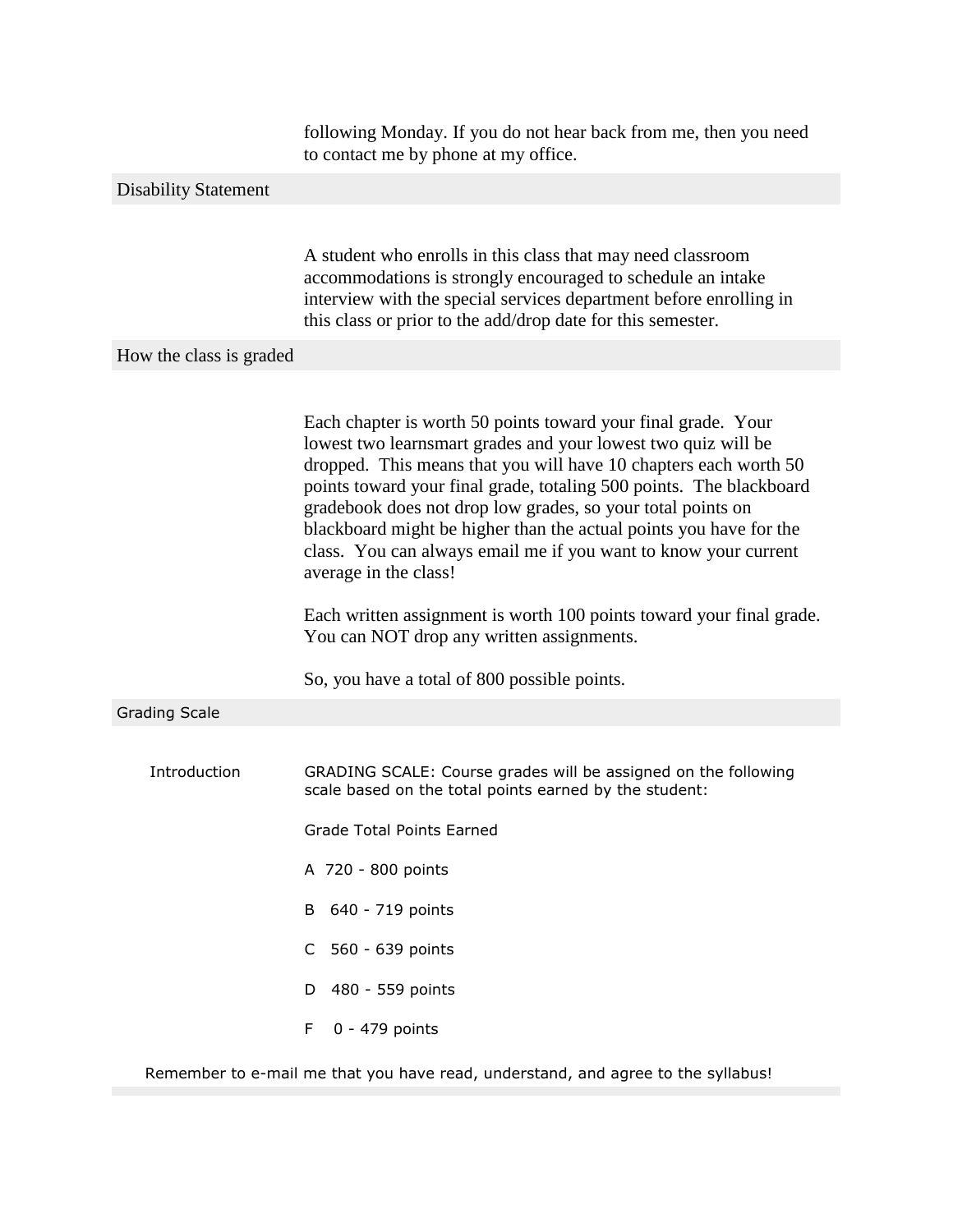following Monday. If you do not hear back from me, then you need to contact me by phone at my office.

## Disability Statement

A student who enrolls in this class that may need classroom accommodations is strongly encouraged to schedule an intake interview with the special services department before enrolling in this class or prior to the add/drop date for this semester.

## How the class is graded

Each chapter is worth 50 points toward your final grade. Your lowest two learnsmart grades and your lowest two quiz will be dropped. This means that you will have 10 chapters each worth 50 points toward your final grade, totaling 500 points. The blackboard gradebook does not drop low grades, so your total points on blackboard might be higher than the actual points you have for the class. You can always email me if you want to know your current average in the class!

Each written assignment is worth 100 points toward your final grade. You can NOT drop any written assignments.

So, you have a total of 800 possible points.

## Grading Scale

Introduction

GRADING SCALE: Course grades will be assigned on the following scale based on the total points earned by the student:

| Grade | Total Points Earned |
|---|---|
| A | 720 - 800 points |
| B | 640 - 719 points |
| C | 560 - 639 points |
| D | 480 - 559 points |
| F | 0 - 479 points |

Remember to e-mail me that you have read, understand, and agree to the syllabus!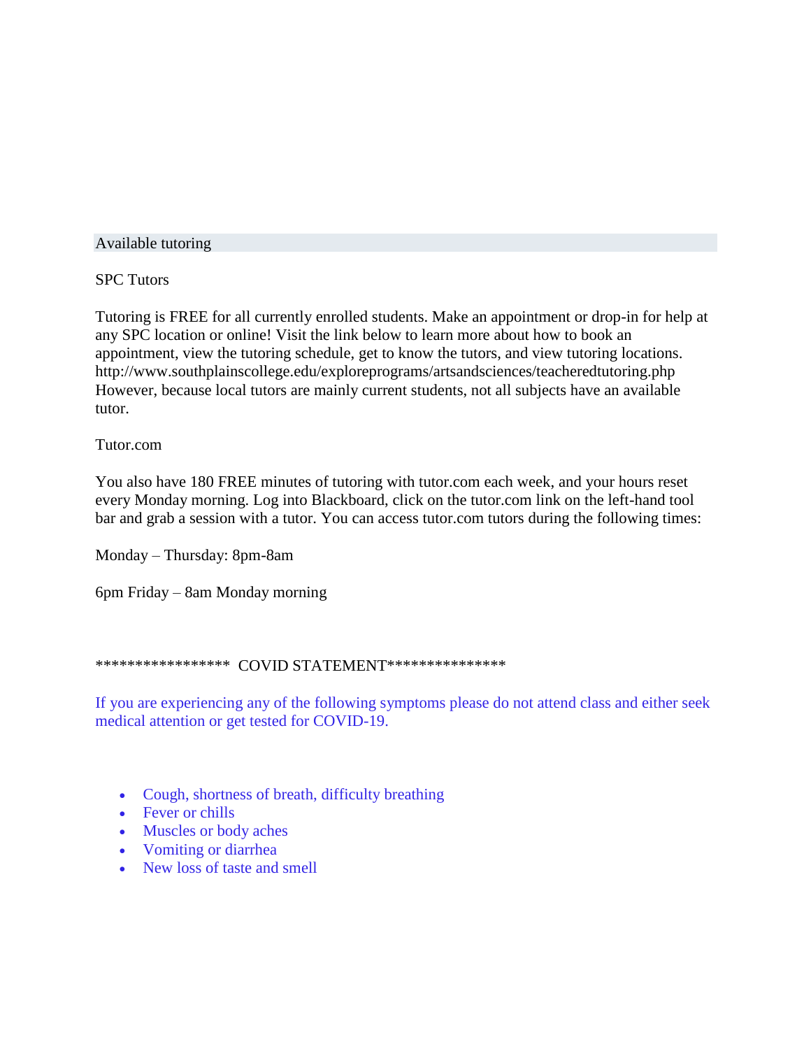## Available tutoring

### SPC Tutors

Tutoring is FREE for all currently enrolled students. Make an appointment or drop-in for help at any SPC location or online! Visit the link below to learn more about how to book an appointment, view the tutoring schedule, get to know the tutors, and view tutoring locations. http://www.southplainscollege.edu/exploreprograms/artsandsciences/teacheredtutoring.php However, because local tutors are mainly current students, not all subjects have an available tutor.

### Tutor.com

You also have 180 FREE minutes of tutoring with tutor.com each week, and your hours reset every Monday morning. Log into Blackboard, click on the tutor.com link on the left-hand tool bar and grab a session with a tutor. You can access tutor.com tutors during the following times:

Monday – Thursday: 8pm-8am

6pm Friday – 8am Monday morning

***************** COVID STATEMENT***************

If you are experiencing any of the following symptoms please do not attend class and either seek medical attention or get tested for COVID-19.

- Cough, shortness of breath, difficulty breathing
- Fever or chills
- Muscles or body aches
- Vomiting or diarrhea
- New loss of taste and smell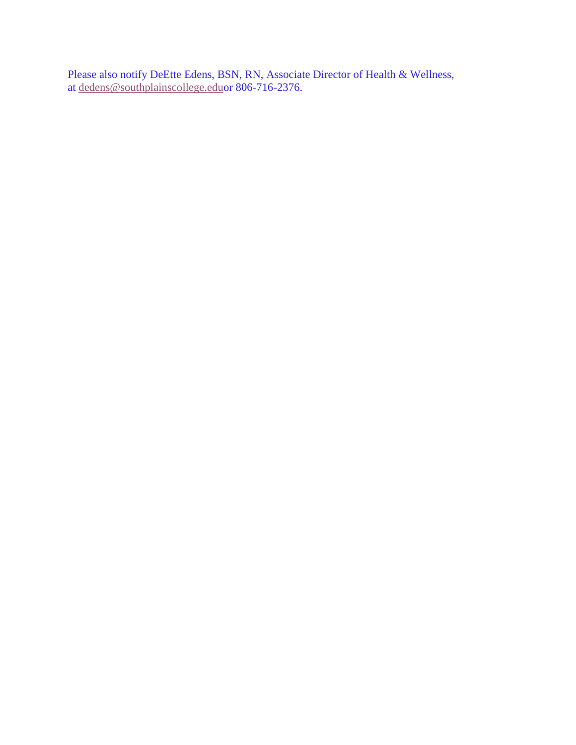Please also notify DeEtte Edens, BSN, RN, Associate Director of Health & Wellness, at dedens@southplainscollege.eduor 806-716-2376.